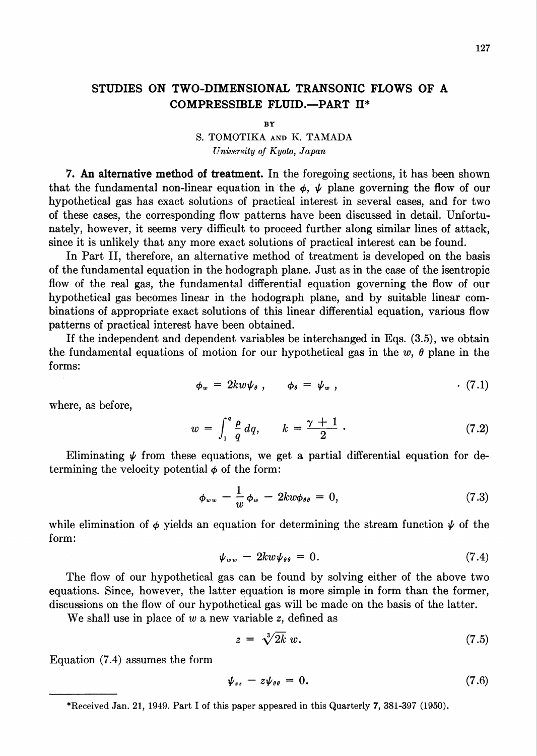# STUDIES ON TWO-DIMENSIONAL TRANSONIC FLOWS OF A COMPRESSIBLE FLUID.—PART II*

BY

S. TOMOTIKA AND K. TAMADA

*University of Kyoto, Japan*

**7. An alternative method of treatment.** In the foregoing sections, it has been shown that the fundamental non-linear equation in the $\phi$, $\psi$ plane governing the flow of our hypothetical gas has exact solutions of practical interest in several cases, and for two of these cases, the corresponding flow patterns have been discussed in detail. Unfortunately, however, it seems very difficult to proceed further along similar lines of attack, since it is unlikely that any more exact solutions of practical interest can be found.

In Part II, therefore, an alternative method of treatment is developed on the basis of the fundamental equation in the hodograph plane. Just as in the case of the isentropic flow of the real gas, the fundamental differential equation governing the flow of our hypothetical gas becomes linear in the hodograph plane, and by suitable linear combinations of appropriate exact solutions of this linear differential equation, various flow patterns of practical interest have been obtained.

If the independent and dependent variables be interchanged in Eqs. (3.5), we obtain the fundamental equations of motion for our hypothetical gas in the $w$, $\theta$ plane in the forms:

$$\phi_w = 2kw\psi_\theta , \qquad \phi_\theta = \psi_w , \tag{7.1}$$

where, as before,

$$w = \int_1^q \frac{\rho}{q}\, dq, \qquad k = \frac{\gamma + 1}{2} . \tag{7.2}$$

Eliminating $\psi$ from these equations, we get a partial differential equation for determining the velocity potential $\phi$ of the form:

$$\phi_{ww} - \frac{1}{w}\phi_w - 2kw\phi_{\theta\theta} = 0, \tag{7.3}$$

while elimination of $\phi$ yields an equation for determining the stream function $\psi$ of the form:

$$\psi_{ww} - 2kw\psi_{\theta\theta} = 0. \tag{7.4}$$

The flow of our hypothetical gas can be found by solving either of the above two equations. Since, however, the latter equation is more simple in form than the former, discussions on the flow of our hypothetical gas will be made on the basis of the latter.

We shall use in place of $w$ a new variable $z$, defined as

$$z = \sqrt[3]{2k}\, w. \tag{7.5}$$

Equation (7.4) assumes the form

$$\psi_{zz} - z\psi_{\theta\theta} = 0. \tag{7.6}$$

---

*Received Jan. 21, 1949. Part I of this paper appeared in this Quarterly 7, 381-397 (1950).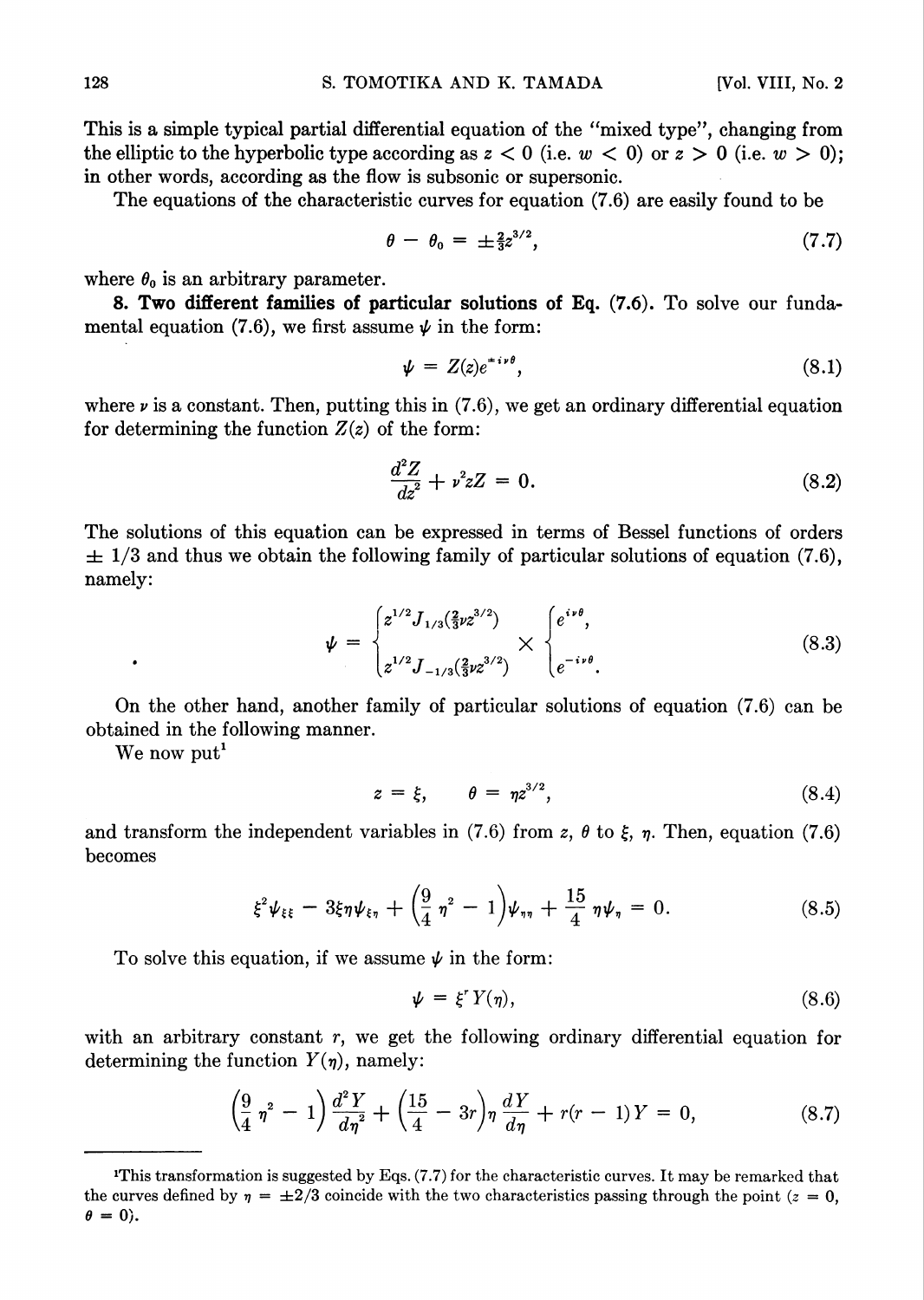This is a simple typical partial differential equation of the "mixed type", changing from the elliptic to the hyperbolic type according as $z < 0$ (i.e. $w < 0$) or $z > 0$ (i.e. $w > 0$); in other words, according as the flow is subsonic or supersonic.

The equations of the characteristic curves for equation (7.6) are easily found to be

$$\theta - \theta_0 = \pm \tfrac{2}{3} z^{3/2}, \tag{7.7}$$

where $\theta_0$ is an arbitrary parameter.

**8. Two different families of particular solutions of Eq. (7.6).** To solve our fundamental equation (7.6), we first assume $\psi$ in the form:

$$\psi = Z(z) e^{\pm i\nu\theta}, \tag{8.1}$$

where $\nu$ is a constant. Then, putting this in (7.6), we get an ordinary differential equation for determining the function $Z(z)$ of the form:

$$\frac{d^2 Z}{dz^2} + \nu^2 z Z = 0. \tag{8.2}$$

The solutions of this equation can be expressed in terms of Bessel functions of orders $\pm 1/3$ and thus we obtain the following family of particular solutions of equation (7.6), namely:

$$\psi = \begin{cases} z^{1/2} J_{1/3}(\tfrac{2}{3}\nu z^{3/2}) \\ z^{1/2} J_{-1/3}(\tfrac{2}{3}\nu z^{3/2}) \end{cases} \times \begin{cases} e^{i\nu\theta}, \\ e^{-i\nu\theta}. \end{cases} \tag{8.3}$$

On the other hand, another family of particular solutions of equation (7.6) can be obtained in the following manner.

We now put[1]

$$z = \xi, \qquad \theta = \eta z^{3/2}, \tag{8.4}$$

and transform the independent variables in (7.6) from $z$, $\theta$ to $\xi$, $\eta$. Then, equation (7.6) becomes

$$\xi^2 \psi_{\xi\xi} - 3\xi\eta\psi_{\xi\eta} + \left(\frac{9}{4}\eta^2 - 1\right)\psi_{\eta\eta} + \frac{15}{4}\eta\psi_\eta = 0. \tag{8.5}$$

To solve this equation, if we assume $\psi$ in the form:

$$\psi = \xi^r Y(\eta), \tag{8.6}$$

with an arbitrary constant $r$, we get the following ordinary differential equation for determining the function $Y(\eta)$, namely:

$$\left(\frac{9}{4}\eta^2 - 1\right)\frac{d^2 Y}{d\eta^2} + \left(\frac{15}{4} - 3r\right)\eta \frac{dY}{d\eta} + r(r - 1)Y = 0, \tag{8.7}$$

---

[1] This transformation is suggested by Eqs. (7.7) for the characteristic curves. It may be remarked that the curves defined by $\eta = \pm 2/3$ coincide with the two characteristics passing through the point ($z = 0$, $\theta = 0$).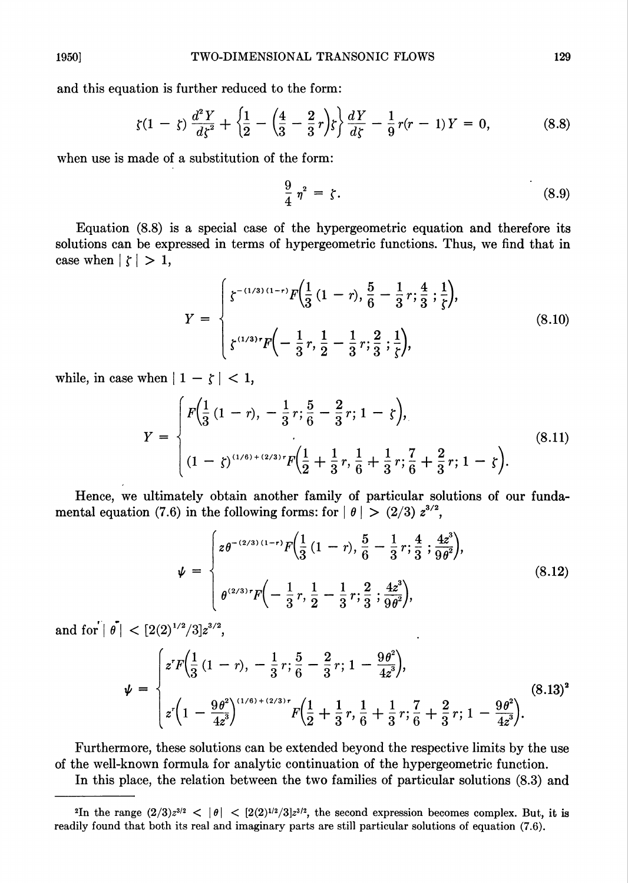and this equation is further reduced to the form:

$$
\zeta(1 - \zeta)\frac{d^2 Y}{d\zeta^2} + \left\{\frac{1}{2} - \left(\frac{4}{3} - \frac{2}{3}r\right)\zeta\right\}\frac{dY}{d\zeta} - \frac{1}{9}r(r - 1)Y = 0, \tag{8.8}
$$

when use is made of a substitution of the form:

$$
\frac{9}{4}\eta^2 = \zeta. \tag{8.9}
$$

Equation (8.8) is a special case of the hypergeometric equation and therefore its solutions can be expressed in terms of hypergeometric functions. Thus, we find that in case when $|\zeta| > 1$,

$$
Y = \begin{cases} \zeta^{-(1/3)(1-r)} F\left(\frac{1}{3}(1 - r), \frac{5}{6} - \frac{1}{3}r; \frac{4}{3}; \frac{1}{\zeta}\right), \\ \zeta^{(1/3)r} F\left(-\frac{1}{3}r, \frac{1}{2} - \frac{1}{3}r; \frac{2}{3}; \frac{1}{\zeta}\right), \end{cases} \tag{8.10}
$$

while, in case when $|1 - \zeta| < 1$,

$$
Y = \begin{cases} F\left(\frac{1}{3}(1 - r), -\frac{1}{3}r; \frac{5}{6} - \frac{2}{3}r; 1 - \zeta\right), \\ (1 - \zeta)^{(1/6)+(2/3)r} F\left(\frac{1}{2} + \frac{1}{3}r, \frac{1}{6} + \frac{1}{3}r; \frac{7}{6} + \frac{2}{3}r; 1 - \zeta\right). \end{cases} \tag{8.11}
$$

Hence, we ultimately obtain another family of particular solutions of our fundamental equation (7.6) in the following forms: for $|\theta| > (2/3)z^{3/2}$,

$$
\psi = \begin{cases} z\theta^{-(2/3)(1-r)} F\left(\frac{1}{3}(1 - r), \frac{5}{6} - \frac{1}{3}r; \frac{4}{3}; \frac{4z^3}{9\theta^2}\right), \\ \theta^{(2/3)r} F\left(-\frac{1}{3}r, \frac{1}{2} - \frac{1}{3}r; \frac{2}{3}; \frac{4z^3}{9\theta^2}\right), \end{cases} \tag{8.12}
$$

and for $|\theta| < [2(2)^{1/2}/3]z^{3/2}$,

$$
\psi = \begin{cases} z^r F\left(\frac{1}{3}(1 - r), -\frac{1}{3}r; \frac{5}{6} - \frac{2}{3}r; 1 - \frac{9\theta^2}{4z^3}\right), \\ z^r\left(1 - \frac{9\theta^2}{4z^3}\right)^{(1/6)+(2/3)r} F\left(\frac{1}{2} + \frac{1}{3}r, \frac{1}{6} + \frac{1}{3}r; \frac{7}{6} + \frac{2}{3}r; 1 - \frac{9\theta^2}{4z^3}\right). \end{cases} \tag{8.13}
$$
[2]

Furthermore, these solutions can be extended beyond the respective limits by the use of the well-known formula for analytic continuation of the hypergeometric function.

In this place, the relation between the two families of particular solutions (8.3) and

---

[2]In the range $(2/3)z^{3/2} < |\theta| < [2(2)^{1/2}/3]z^{3/2}$, the second expression becomes complex. But, it is readily found that both its real and imaginary parts are still particular solutions of equation (7.6).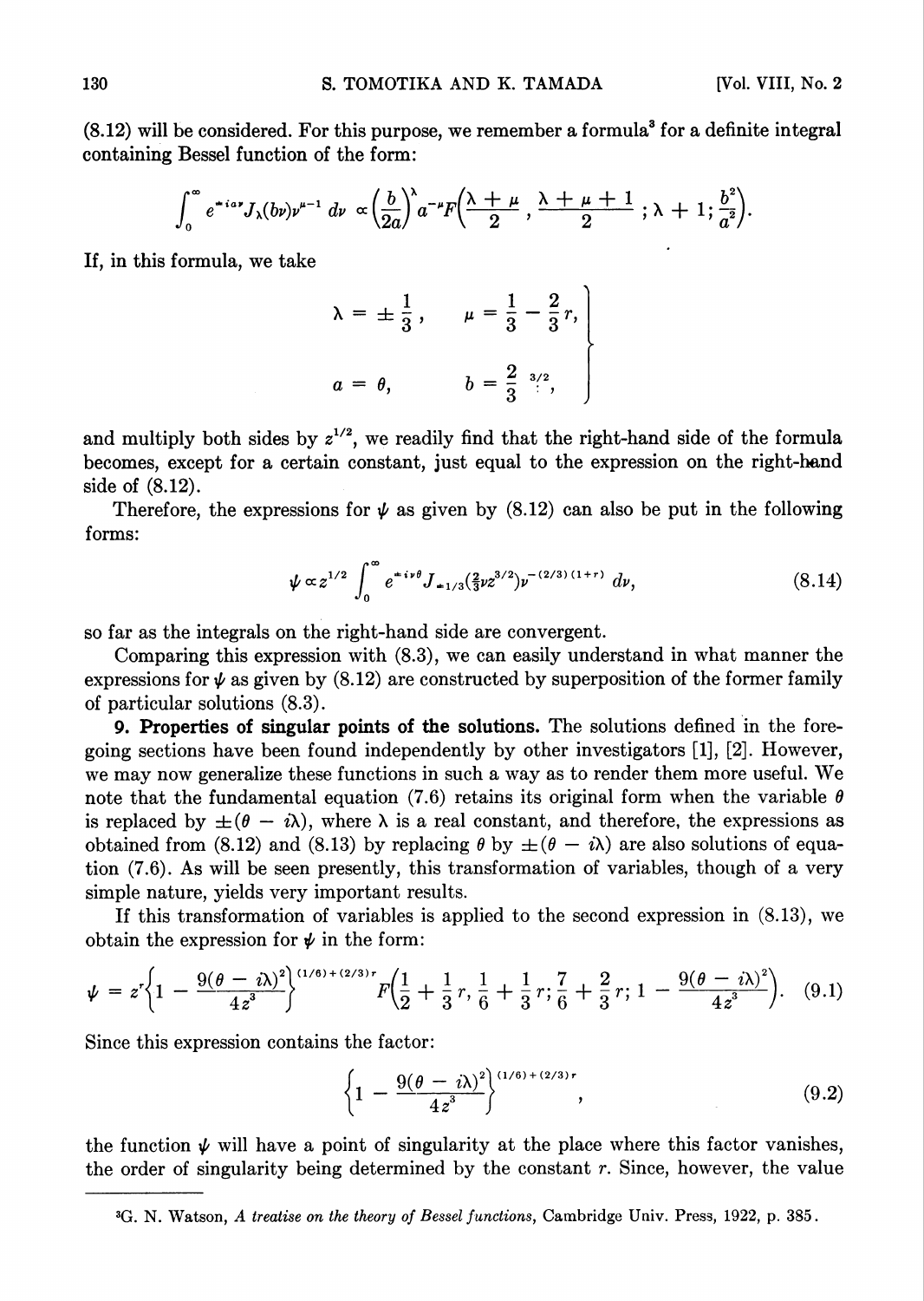(8.12) will be considered. For this purpose, we remember a formula[3] for a definite integral containing Bessel function of the form:

$$\int_0^\infty e^{\mp ia\nu} J_\lambda(b\nu)\nu^{\mu-1}\, d\nu \propto \left(\frac{b}{2a}\right)^\lambda a^{-\mu} F\left(\frac{\lambda+\mu}{2}, \frac{\lambda+\mu+1}{2}; \lambda+1; \frac{b^2}{a^2}\right).$$

If, in this formula, we take

$$\left.\begin{aligned} \lambda &= \pm\frac{1}{3}, & \mu &= \frac{1}{3} - \frac{2}{3}r, \\ a &= \theta, & b &= \frac{2}{3}z^{3/2}, \end{aligned}\right\}$$

and multiply both sides by $z^{1/2}$, we readily find that the right-hand side of the formula becomes, except for a certain constant, just equal to the expression on the right-hand side of (8.12).

Therefore, the expressions for $\psi$ as given by (8.12) can also be put in the following forms:

$$\psi \propto z^{1/2} \int_0^\infty e^{\mp i\nu\theta} J_{\pm 1/3}(\tfrac{2}{3}\nu z^{3/2})\nu^{-(2/3)(1+r)}\, d\nu, \tag{8.14}$$

so far as the integrals on the right-hand side are convergent.

Comparing this expression with (8.3), we can easily understand in what manner the expressions for $\psi$ as given by (8.12) are constructed by superposition of the former family of particular solutions (8.3).

**9. Properties of singular points of the solutions.** The solutions defined in the foregoing sections have been found independently by other investigators [1], [2]. However, we may now generalize these functions in such a way as to render them more useful. We note that the fundamental equation (7.6) retains its original form when the variable $\theta$ is replaced by $\pm(\theta - i\lambda)$, where $\lambda$ is a real constant, and therefore, the expressions as obtained from (8.12) and (8.13) by replacing $\theta$ by $\pm(\theta - i\lambda)$ are also solutions of equation (7.6). As will be seen presently, this transformation of variables, though of a very simple nature, yields very important results.

If this transformation of variables is applied to the second expression in (8.13), we obtain the expression for $\psi$ in the form:

$$\psi = z^r\left\{1 - \frac{9(\theta - i\lambda)^2}{4z^3}\right\}^{(1/6)+(2/3)r} F\left(\frac{1}{2} + \frac{1}{3}r, \frac{1}{6} + \frac{1}{3}r; \frac{7}{6} + \frac{2}{3}r; 1 - \frac{9(\theta - i\lambda)^2}{4z^3}\right). \tag{9.1}$$

Since this expression contains the factor:

$$\left\{1 - \frac{9(\theta - i\lambda)^2}{4z^3}\right\}^{(1/6)+(2/3)r}, \tag{9.2}$$

the function $\psi$ will have a point of singularity at the place where this factor vanishes, the order of singularity being determined by the constant $r$. Since, however, the value

---

[3] G. N. Watson, *A treatise on the theory of Bessel functions*, Cambridge Univ. Press, 1922, p. 385.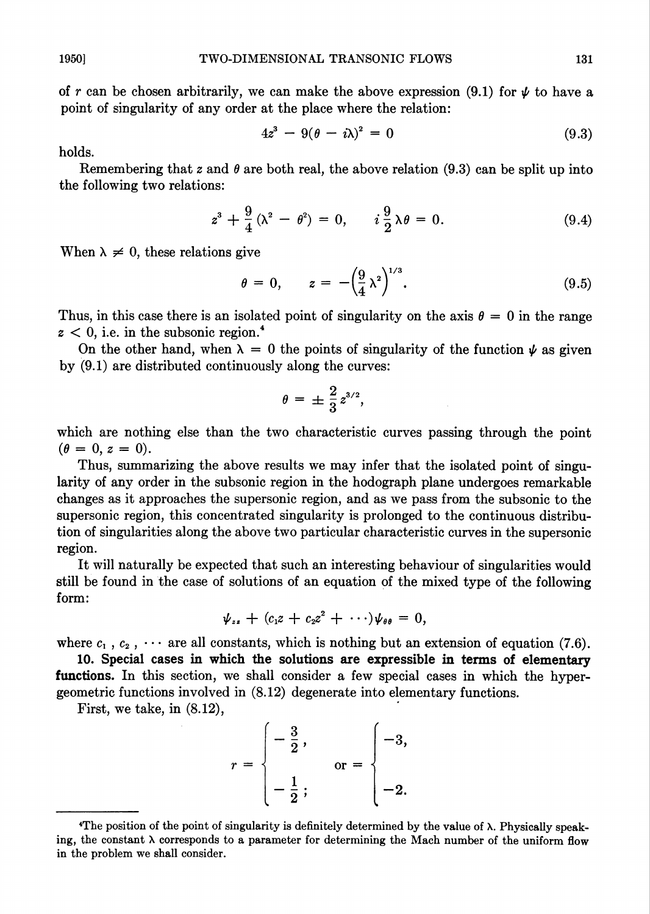of $r$ can be chosen arbitrarily, we can make the above expression (9.1) for $\psi$ to have a point of singularity of any order at the place where the relation:

$$4z^3 - 9(\theta - i\lambda)^2 = 0 \tag{9.3}$$

holds.

Remembering that $z$ and $\theta$ are both real, the above relation (9.3) can be split up into the following two relations:

$$z^3 + \frac{9}{4}(\lambda^2 - \theta^2) = 0, \qquad i\frac{9}{2}\lambda\theta = 0. \tag{9.4}$$

When $\lambda \neq 0$, these relations give

$$\theta = 0, \qquad z = -\left(\frac{9}{4}\lambda^2\right)^{1/3}. \tag{9.5}$$

Thus, in this case there is an isolated point of singularity on the axis $\theta = 0$ in the range $z < 0$, i.e. in the subsonic region.[4]

On the other hand, when $\lambda = 0$ the points of singularity of the function $\psi$ as given by (9.1) are distributed continuously along the curves:

$$\theta = \pm\frac{2}{3}z^{3/2},$$

which are nothing else than the two characteristic curves passing through the point $(\theta = 0, z = 0)$.

Thus, summarizing the above results we may infer that the isolated point of singularity of any order in the subsonic region in the hodograph plane undergoes remarkable changes as it approaches the supersonic region, and as we pass from the subsonic to the supersonic region, this concentrated singularity is prolonged to the continuous distribution of singularities along the above two particular characteristic curves in the supersonic region.

It will naturally be expected that such an interesting behaviour of singularities would still be found in the case of solutions of an equation of the mixed type of the following form:

$$\psi_{zz} + (c_1 z + c_2 z^2 + \cdots)\psi_{\theta\theta} = 0,$$

where $c_1$, $c_2$, $\cdots$ are all constants, which is nothing but an extension of equation (7.6).

**10. Special cases in which the solutions are expressible in terms of elementary functions.** In this section, we shall consider a few special cases in which the hypergeometric functions involved in (8.12) degenerate into elementary functions.

First, we take, in (8.12),

$$r = \begin{cases} -\dfrac{3}{2}, \\[2ex] -\dfrac{1}{2}; \end{cases} \qquad \text{or} = \begin{cases} -3, \\[2ex] -2. \end{cases}$$

---

[4]The position of the point of singularity is definitely determined by the value of $\lambda$. Physically speaking, the constant $\lambda$ corresponds to a parameter for determining the Mach number of the uniform flow in the problem we shall consider.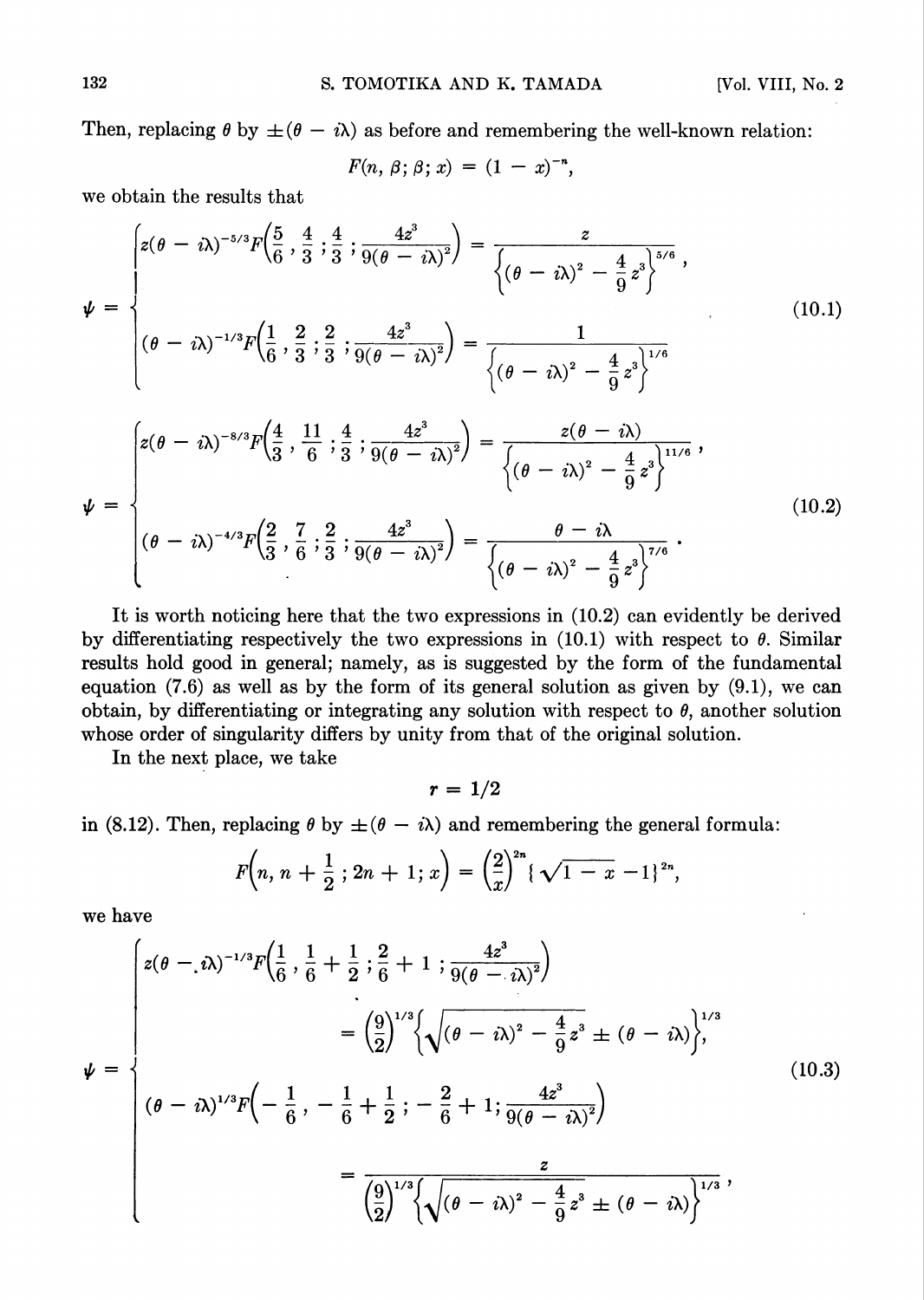Then, replacing $\theta$ by $\pm(\theta - i\lambda)$ as before and remembering the well-known relation:

$$F(n, \beta; \beta; x) = (1 - x)^{-n},$$

we obtain the results that

$$\psi = \begin{cases} z(\theta - i\lambda)^{-5/3} F\left(\dfrac{5}{6}, \dfrac{4}{3}; \dfrac{4}{3}; \dfrac{4z^3}{9(\theta - i\lambda)^2}\right) = \dfrac{z}{\left\{(\theta - i\lambda)^2 - \dfrac{4}{9}z^3\right\}^{5/6}}, \\[2ex] (\theta - i\lambda)^{-1/3} F\left(\dfrac{1}{6}, \dfrac{2}{3}; \dfrac{2}{3}; \dfrac{4z^3}{9(\theta - i\lambda)^2}\right) = \dfrac{1}{\left\{(\theta - i\lambda)^2 - \dfrac{4}{9}z^3\right\}^{1/6}} \end{cases} \tag{10.1}$$

$$\psi = \begin{cases} z(\theta - i\lambda)^{-8/3} F\left(\dfrac{4}{3}, \dfrac{11}{6}; \dfrac{4}{3}; \dfrac{4z^3}{9(\theta - i\lambda)^2}\right) = \dfrac{z(\theta - i\lambda)}{\left\{(\theta - i\lambda)^2 - \dfrac{4}{9}z^3\right\}^{11/6}}, \\[2ex] (\theta - i\lambda)^{-4/3} F\left(\dfrac{2}{3}, \dfrac{7}{6}; \dfrac{2}{3}; \dfrac{4z^3}{9(\theta - i\lambda)^2}\right) = \dfrac{\theta - i\lambda}{\left\{(\theta - i\lambda)^2 - \dfrac{4}{9}z^3\right\}^{7/6}}. \end{cases} \tag{10.2}$$

It is worth noticing here that the two expressions in (10.2) can evidently be derived by differentiating respectively the two expressions in (10.1) with respect to $\theta$. Similar results hold good in general; namely, as is suggested by the form of the fundamental equation (7.6) as well as by the form of its general solution as given by (9.1), we can obtain, by differentiating or integrating any solution with respect to $\theta$, another solution whose order of singularity differs by unity from that of the original solution.

In the next place, we take

$$r = 1/2$$

in (8.12). Then, replacing $\theta$ by $\pm(\theta - i\lambda)$ and remembering the general formula:

$$F\left(n, n + \frac{1}{2}; 2n + 1; x\right) = \left(\frac{2}{x}\right)^{2n} \{\sqrt{1 - x} - 1\}^{2n},$$

we have

$$\psi = \begin{cases} z(\theta - i\lambda)^{-1/3} F\left(\dfrac{1}{6}, \dfrac{1}{6} + \dfrac{1}{2}; \dfrac{2}{6} + 1; \dfrac{4z^3}{9(\theta - i\lambda)^2}\right) \\[1ex] \qquad\qquad = \left(\dfrac{9}{2}\right)^{1/3} \left\{\sqrt{(\theta - i\lambda)^2 - \dfrac{4}{9}z^3} \pm (\theta - i\lambda)\right\}^{1/3}, \\[2ex] (\theta - i\lambda)^{1/3} F\left(-\dfrac{1}{6}, -\dfrac{1}{6} + \dfrac{1}{2}; -\dfrac{2}{6} + 1; \dfrac{4z^3}{9(\theta - i\lambda)^2}\right) \\[1ex] \qquad\qquad = \dfrac{z}{\left(\dfrac{9}{2}\right)^{1/3} \left\{\sqrt{(\theta - i\lambda)^2 - \dfrac{4}{9}z^3} \pm (\theta - i\lambda)\right\}^{1/3}}, \end{cases} \tag{10.3}$$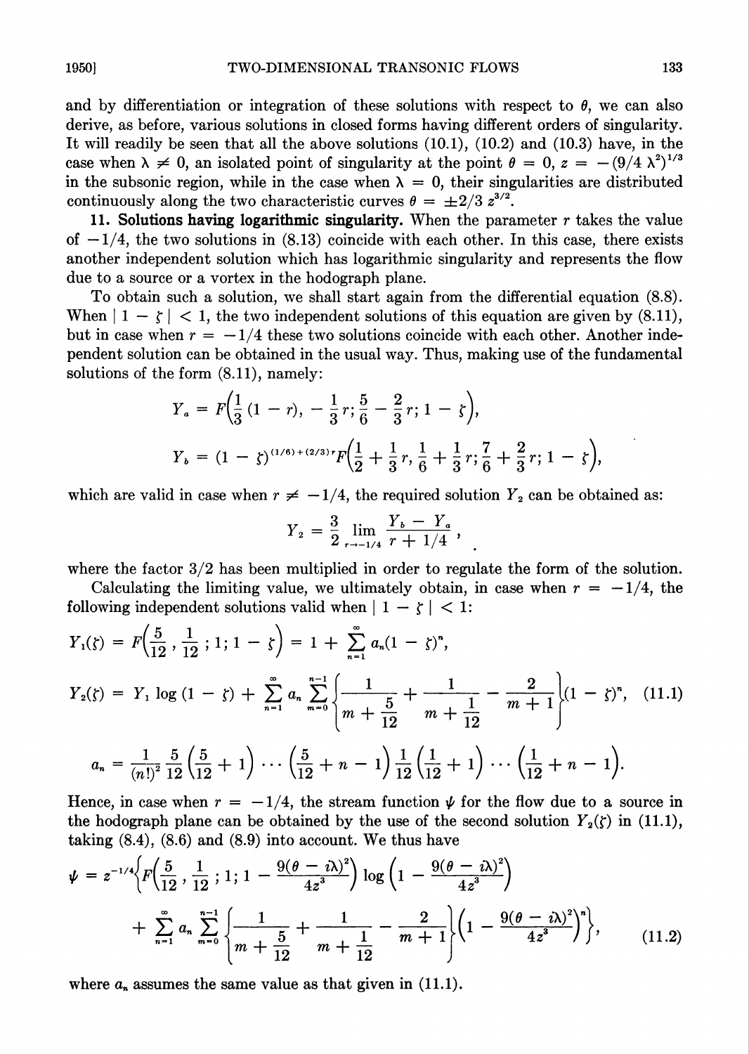and by differentiation or integration of these solutions with respect to $\theta$, we can also derive, as before, various solutions in closed forms having different orders of singularity. It will readily be seen that all the above solutions (10.1), (10.2) and (10.3) have, in the case when $\lambda \neq 0$, an isolated point of singularity at the point $\theta = 0$, $z = -(9/4\ \lambda^2)^{1/3}$ in the subsonic region, while in the case when $\lambda = 0$, their singularities are distributed continuously along the two characteristic curves $\theta = \pm 2/3\ z^{3/2}$.

**11. Solutions having logarithmic singularity.** When the parameter $r$ takes the value of $-1/4$, the two solutions in (8.13) coincide with each other. In this case, there exists another independent solution which has logarithmic singularity and represents the flow due to a source or a vortex in the hodograph plane.

To obtain such a solution, we shall start again from the differential equation (8.8). When $|1 - \zeta| < 1$, the two independent solutions of this equation are given by (8.11), but in case when $r = -1/4$ these two solutions coincide with each other. Another independent solution can be obtained in the usual way. Thus, making use of the fundamental solutions of the form (8.11), namely:

$$Y_a = F\left(\frac{1}{3}(1 - r), -\frac{1}{3}r; \frac{5}{6} - \frac{2}{3}r; 1 - \zeta\right),$$

$$Y_b = (1 - \zeta)^{(1/6)+(2/3)r} F\left(\frac{1}{2} + \frac{1}{3}r, \frac{1}{6} + \frac{1}{3}r; \frac{7}{6} + \frac{2}{3}r; 1 - \zeta\right),$$

which are valid in case when $r \neq -1/4$, the required solution $Y_2$ can be obtained as:

$$Y_2 = \frac{3}{2} \lim_{r \to -1/4} \frac{Y_b - Y_a}{r + 1/4},$$

where the factor 3/2 has been multiplied in order to regulate the form of the solution.

Calculating the limiting value, we ultimately obtain, in case when $r = -1/4$, the following independent solutions valid when $|1 - \zeta| < 1$:

$$Y_1(\zeta) = F\left(\frac{5}{12}, \frac{1}{12}; 1; 1 - \zeta\right) = 1 + \sum_{n=1}^{\infty} a_n (1 - \zeta)^n,$$

$$Y_2(\zeta) = Y_1 \log(1 - \zeta) + \sum_{n=1}^{\infty} a_n \sum_{m=0}^{n-1} \left\{\frac{1}{m + \frac{5}{12}} + \frac{1}{m + \frac{1}{12}} - \frac{2}{m + 1}\right\}(1 - \zeta)^n, \tag{11.1}$$

$$a_n = \frac{1}{(n!)^2} \frac{5}{12}\left(\frac{5}{12} + 1\right) \cdots \left(\frac{5}{12} + n - 1\right) \frac{1}{12}\left(\frac{1}{12} + 1\right) \cdots \left(\frac{1}{12} + n - 1\right).$$

Hence, in case when $r = -1/4$, the stream function $\psi$ for the flow due to a source in the hodograph plane can be obtained by the use of the second solution $Y_2(\zeta)$ in (11.1), taking (8.4), (8.6) and (8.9) into account. We thus have

$$\psi = z^{-1/4}\left\{F\left(\frac{5}{12}, \frac{1}{12}; 1; 1 - \frac{9(\theta - i\lambda)^2}{4z^3}\right) \log\left(1 - \frac{9(\theta - i\lambda)^2}{4z^3}\right) + \sum_{n=1}^{\infty} a_n \sum_{m=0}^{n-1} \left\{\frac{1}{m + \frac{5}{12}} + \frac{1}{m + \frac{1}{12}} - \frac{2}{m + 1}\right\}\left(1 - \frac{9(\theta - i\lambda)^2}{4z^3}\right)^n\right\}, \tag{11.2}$$

where $a_n$ assumes the same value as that given in (11.1).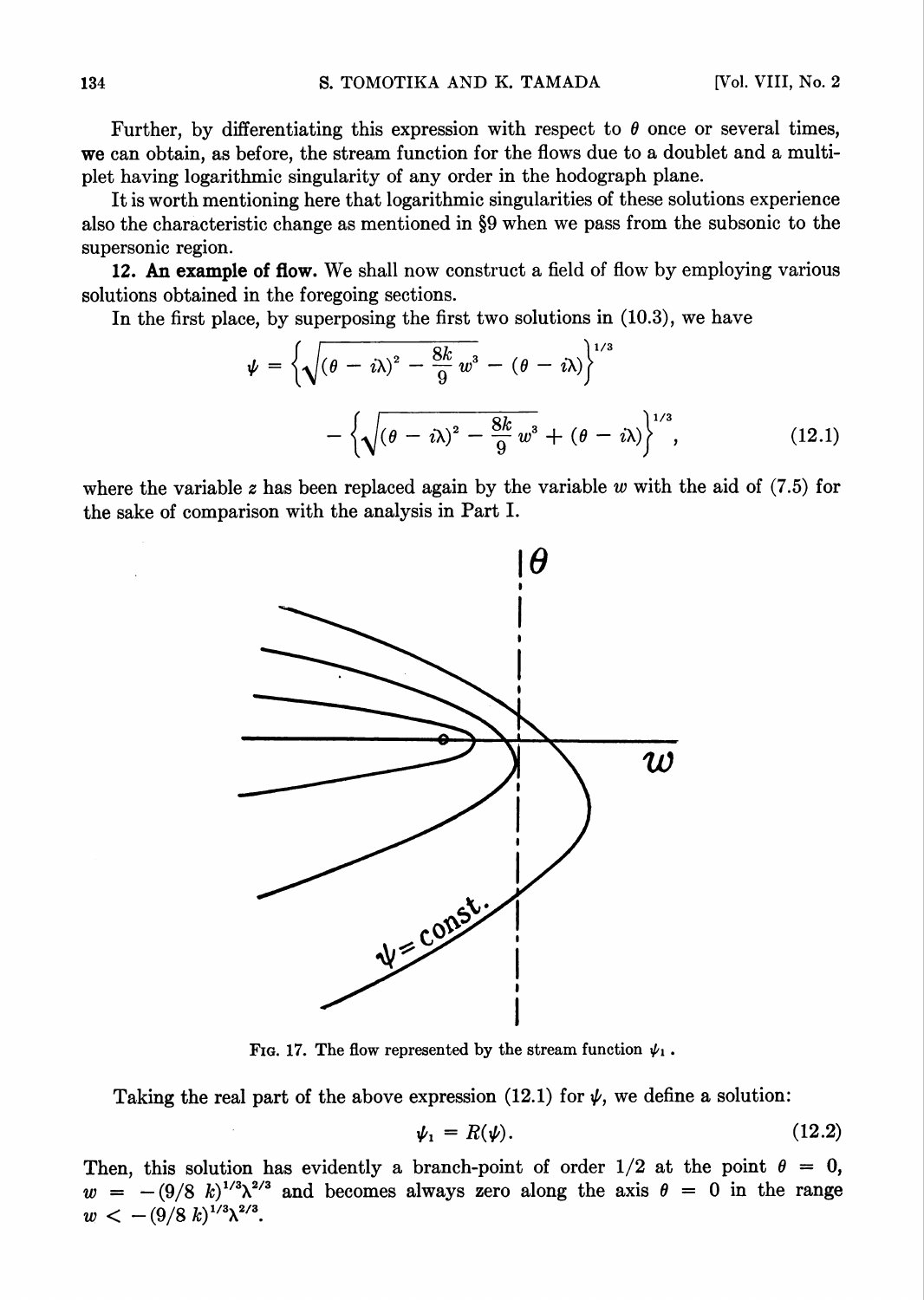Further, by differentiating this expression with respect to $\theta$ once or several times, we can obtain, as before, the stream function for the flows due to a doublet and a multiplet having logarithmic singularity of any order in the hodograph plane.

It is worth mentioning here that logarithmic singularities of these solutions experience also the characteristic change as mentioned in §9 when we pass from the subsonic to the supersonic region.

**12. An example of flow.** We shall now construct a field of flow by employing various solutions obtained in the foregoing sections.

In the first place, by superposing the first two solutions in (10.3), we have

$$\psi = \left\{\sqrt{(\theta - i\lambda)^2 - \frac{8k}{9}w^3} - (\theta - i\lambda)\right\}^{1/3} - \left\{\sqrt{(\theta - i\lambda)^2 - \frac{8k}{9}w^3} + (\theta - i\lambda)\right\}^{1/3}, \tag{12.1}$$

where the variable $z$ has been replaced again by the variable $w$ with the aid of (7.5) for the sake of comparison with the analysis in Part I.

FIG. 17. The flow represented by the stream function $\psi_1$.

Taking the real part of the above expression (12.1) for $\psi$, we define a solution:

$$\psi_1 = R(\psi). \tag{12.2}$$

Then, this solution has evidently a branch-point of order 1/2 at the point $\theta = 0$, $w = -(9/8\ k)^{1/3}\lambda^{2/3}$ and becomes always zero along the axis $\theta = 0$ in the range $w < -(9/8\ k)^{1/3}\lambda^{2/3}$.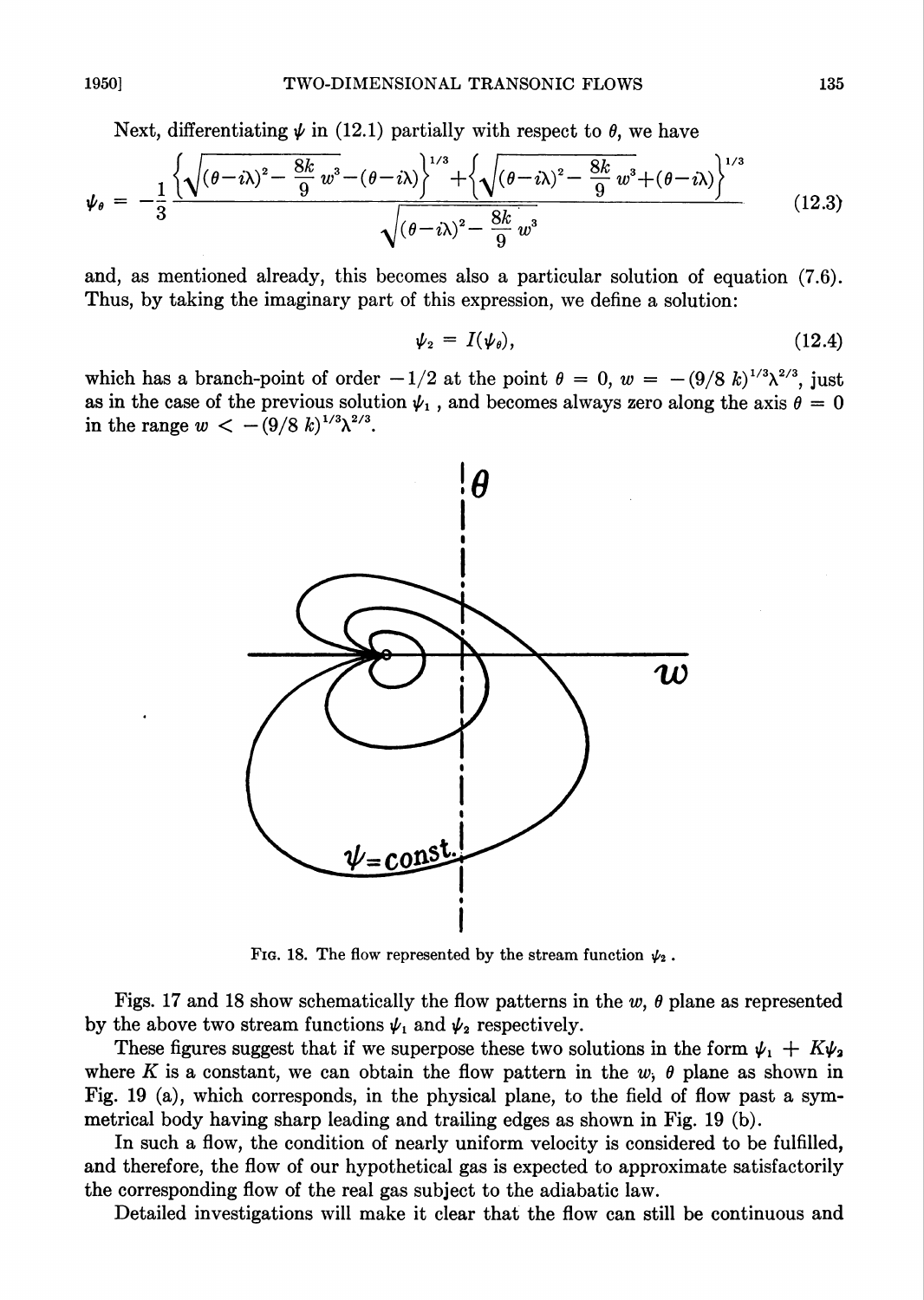Next, differentiating $\psi$ in (12.1) partially with respect to $\theta$, we have

$$\psi_\theta = -\frac{1}{3} \frac{\left\{\sqrt{(\theta-i\lambda)^2-\frac{8k}{9}w^3}-(\theta-i\lambda)\right\}^{1/3}+\left\{\sqrt{(\theta-i\lambda)^2-\frac{8k}{9}w^3}+(\theta-i\lambda)\right\}^{1/3}}{\sqrt{(\theta-i\lambda)^2-\frac{8k}{9}w^3}} \tag{12.3}$$

and, as mentioned already, this becomes also a particular solution of equation (7.6). Thus, by taking the imaginary part of this expression, we define a solution:

$$\psi_2 = I(\psi_\theta), \tag{12.4}$$

which has a branch-point of order $-1/2$ at the point $\theta = 0$, $w = -(9/8\ k)^{1/3}\lambda^{2/3}$, just as in the case of the previous solution $\psi_1$, and becomes always zero along the axis $\theta = 0$ in the range $w < -(9/8\ k)^{1/3}\lambda^{2/3}$.

FIG. 18. The flow represented by the stream function $\psi_2$.

Figs. 17 and 18 show schematically the flow patterns in the $w$, $\theta$ plane as represented by the above two stream functions $\psi_1$ and $\psi_2$ respectively.

These figures suggest that if we superpose these two solutions in the form $\psi_1 + K\psi_2$ where $K$ is a constant, we can obtain the flow pattern in the $w$, $\theta$ plane as shown in Fig. 19 (a), which corresponds, in the physical plane, to the field of flow past a symmetrical body having sharp leading and trailing edges as shown in Fig. 19 (b).

In such a flow, the condition of nearly uniform velocity is considered to be fulfilled, and therefore, the flow of our hypothetical gas is expected to approximate satisfactorily the corresponding flow of the real gas subject to the adiabatic law.

Detailed investigations will make it clear that the flow can still be continuous and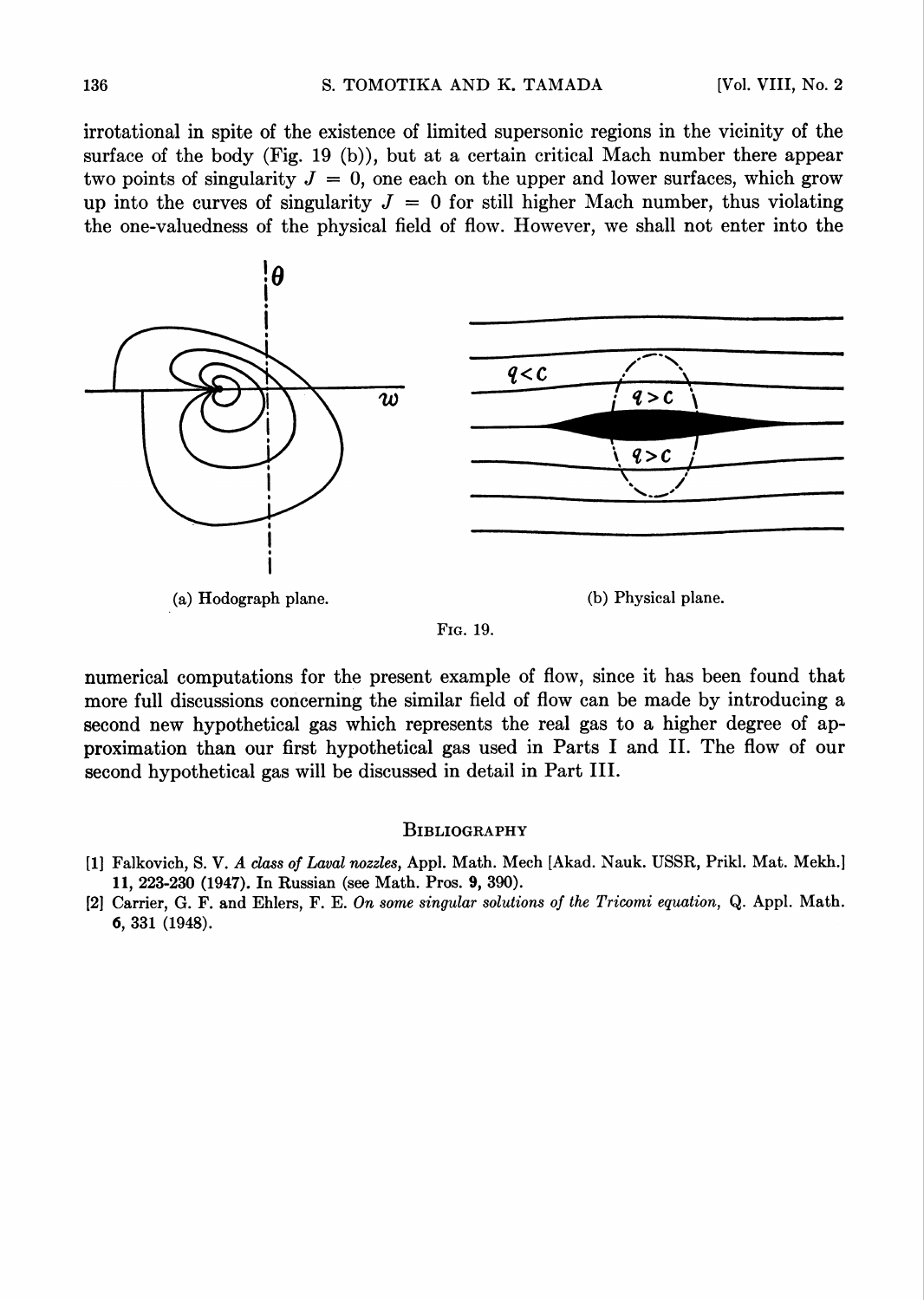irrotational in spite of the existence of limited supersonic regions in the vicinity of the surface of the body (Fig. 19 (b)), but at a certain critical Mach number there appear two points of singularity $J = 0$, one each on the upper and lower surfaces, which grow up into the curves of singularity $J = 0$ for still higher Mach number, thus violating the one-valuedness of the physical field of flow. However, we shall not enter into the

$\theta$

$w$

(a) Hodograph plane.

$q < c$

$q > c$

$q > c$

(b) Physical plane.

FIG. 19.

numerical computations for the present example of flow, since it has been found that more full discussions concerning the similar field of flow can be made by introducing a second new hypothetical gas which represents the real gas to a higher degree of approximation than our first hypothetical gas used in Parts I and II. The flow of our second hypothetical gas will be discussed in detail in Part III.

## BIBLIOGRAPHY

[1] Falkovich, S. V. *A class of Laval nozzles*, Appl. Math. Mech [Akad. Nauk. USSR, Prikl. Mat. Mekh.] **11**, 223-230 (1947). In Russian (see Math. Pros. **9**, 390).

[2] Carrier, G. F. and Ehlers, F. E. *On some singular solutions of the Tricomi equation*, Q. Appl. Math. **6**, 331 (1948).